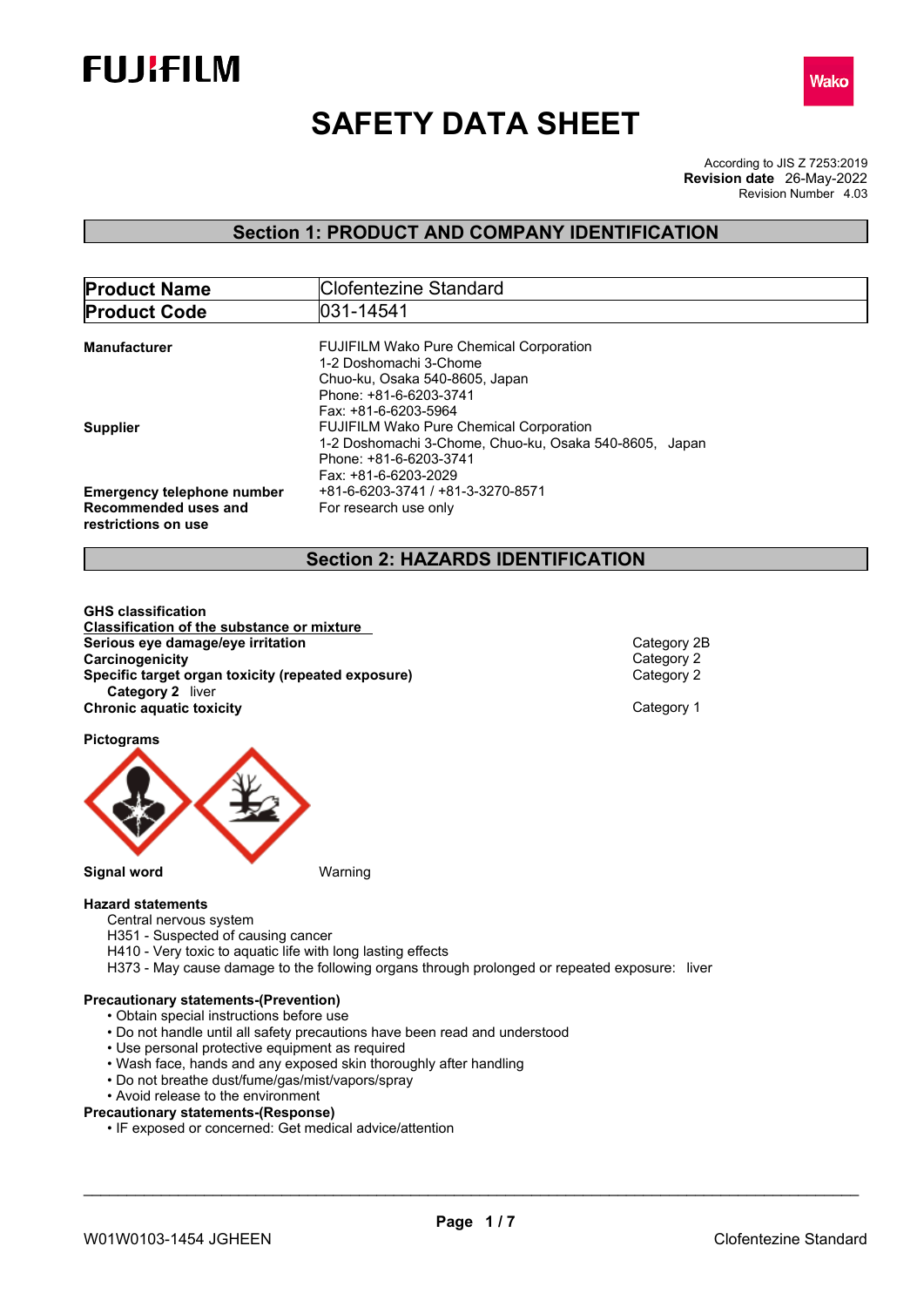FUJIFILM

Wako

# SAFETY DATA SHEET

According to JIS Z 7253:2019
**Revision date** 26-May-2022
Revision Number 4.03

## Section 1: PRODUCT AND COMPANY IDENTIFICATION

| **Product Name** | Clofentezine Standard |
|---|---|
| **Product Code** | 031-14541 |

**Manufacturer**
FUJIFILM Wako Pure Chemical Corporation
1-2 Doshomachi 3-Chome
Chuo-ku, Osaka 540-8605, Japan
Phone: +81-6-6203-3741
Fax: +81-6-6203-5964

**Supplier**
FUJIFILM Wako Pure Chemical Corporation
1-2 Doshomachi 3-Chome, Chuo-ku, Osaka 540-8605, Japan
Phone: +81-6-6203-3741
Fax: +81-6-6203-2029

**Emergency telephone number** +81-6-6203-3741 / +81-3-3270-8571

**Recommended uses and restrictions on use** For research use only

## Section 2: HAZARDS IDENTIFICATION

**GHS classification**

**Classification of the substance or mixture**

| | |
|---|---|
| **Serious eye damage/eye irritation** | Category 2B |
| **Carcinogenicity** | Category 2 |
| **Specific target organ toxicity (repeated exposure)** | Category 2 |
| **Category 2** liver | |
| **Chronic aquatic toxicity** | Category 1 |

**Pictograms**

**Signal word** Warning

**Hazard statements**

Central nervous system
H351 - Suspected of causing cancer
H410 - Very toxic to aquatic life with long lasting effects
H373 - May cause damage to the following organs through prolonged or repeated exposure: liver

**Precautionary statements-(Prevention)**

- Obtain special instructions before use
- Do not handle until all safety precautions have been read and understood
- Use personal protective equipment as required
- Wash face, hands and any exposed skin thoroughly after handling
- Do not breathe dust/fume/gas/mist/vapors/spray
- Avoid release to the environment

**Precautionary statements-(Response)**

- IF exposed or concerned: Get medical advice/attention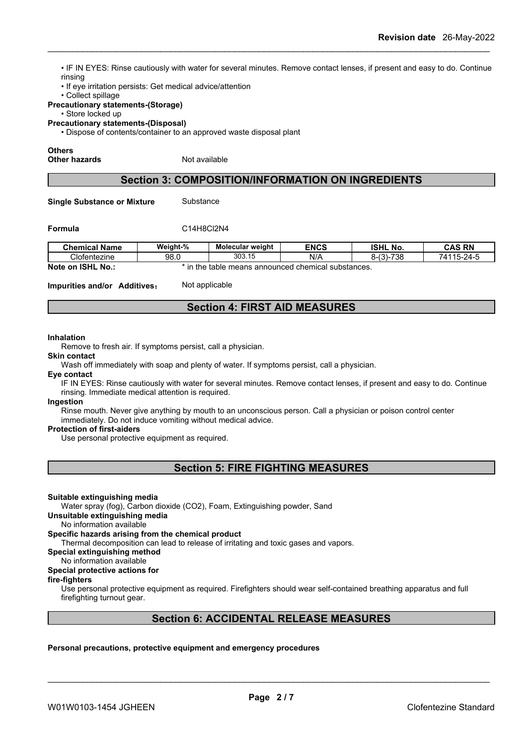• IF IN EYES: Rinse cautiously with water for several minutes. Remove contact lenses, if present and easy to do. Continue rinsing
• If eye irritation persists: Get medical advice/attention
• Collect spillage

**Precautionary statements-(Storage)**

• Store locked up

**Precautionary statements-(Disposal)**

• Dispose of contents/container to an approved waste disposal plant

**Others**

**Other hazards** Not available

## Section 3: COMPOSITION/INFORMATION ON INGREDIENTS

**Single Substance or Mixture** Substance

**Formula** C14H8Cl2N4

| Chemical Name | Weight-% | Molecular weight | ENCS | ISHL No. | CAS RN |
|---|---|---|---|---|---|
| Clofentezine | 98.0 | 303.15 | N/A | 8-(3)-738 | 74115-24-5 |

**Note on ISHL No.:** * in the table means announced chemical substances.

**Impurities and/or Additives:** Not applicable

## Section 4: FIRST AID MEASURES

**Inhalation**

Remove to fresh air. If symptoms persist, call a physician.

**Skin contact**

Wash off immediately with soap and plenty of water. If symptoms persist, call a physician.

**Eye contact**

IF IN EYES: Rinse cautiously with water for several minutes. Remove contact lenses, if present and easy to do. Continue rinsing. Immediate medical attention is required.

**Ingestion**

Rinse mouth. Never give anything by mouth to an unconscious person. Call a physician or poison control center immediately. Do not induce vomiting without medical advice.

**Protection of first-aiders**

Use personal protective equipment as required.

## Section 5: FIRE FIGHTING MEASURES

**Suitable extinguishing media**

Water spray (fog), Carbon dioxide (CO2), Foam, Extinguishing powder, Sand

**Unsuitable extinguishing media**

No information available

**Specific hazards arising from the chemical product**

Thermal decomposition can lead to release of irritating and toxic gases and vapors.

**Special extinguishing method**

No information available

**Special protective actions for fire-fighters**

Use personal protective equipment as required. Firefighters should wear self-contained breathing apparatus and full firefighting turnout gear.

## Section 6: ACCIDENTAL RELEASE MEASURES

**Personal precautions, protective equipment and emergency procedures**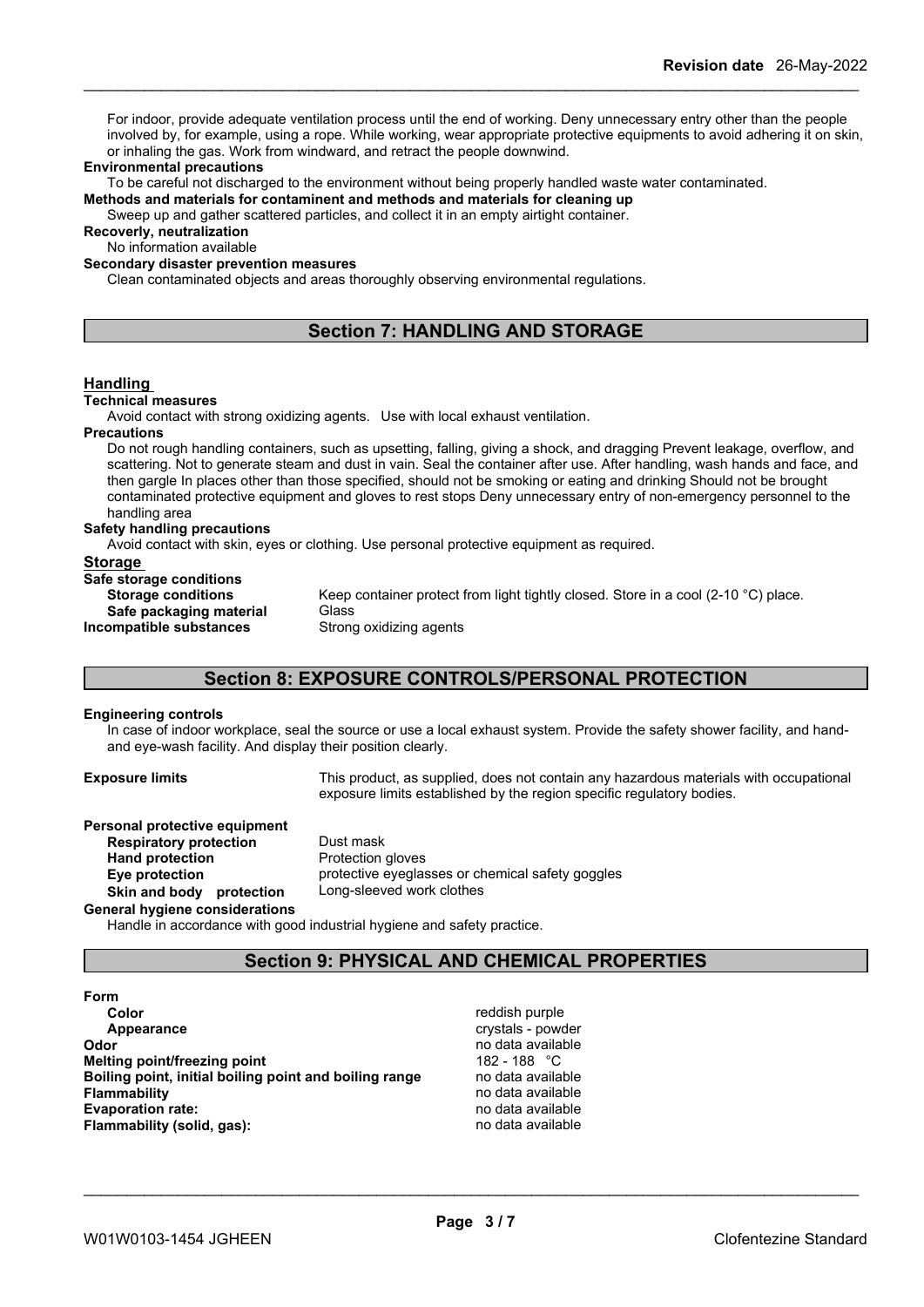For indoor, provide adequate ventilation process until the end of working. Deny unnecessary entry other than the people involved by, for example, using a rope. While working, wear appropriate protective equipments to avoid adhering it on skin, or inhaling the gas. Work from windward, and retract the people downwind.

**Environmental precautions**

To be careful not discharged to the environment without being properly handled waste water contaminated.

**Methods and materials for contaminent and methods and materials for cleaning up**

Sweep up and gather scattered particles, and collect it in an empty airtight container.

**Recoverly, neutralization**

No information available

**Secondary disaster prevention measures**

Clean contaminated objects and areas thoroughly observing environmental regulations.

## Section 7: HANDLING AND STORAGE

### Handling

**Technical measures**

Avoid contact with strong oxidizing agents. Use with local exhaust ventilation.

**Precautions**

Do not rough handling containers, such as upsetting, falling, giving a shock, and dragging Prevent leakage, overflow, and scattering. Not to generate steam and dust in vain. Seal the container after use. After handling, wash hands and face, and then gargle In places other than those specified, should not be smoking or eating and drinking Should not be brought contaminated protective equipment and gloves to rest stops Deny unnecessary entry of non-emergency personnel to the handling area

**Safety handling precautions**

Avoid contact with skin, eyes or clothing. Use personal protective equipment as required.

### Storage

**Safe storage conditions**

| | |
|---|---|
| **Storage conditions** | Keep container protect from light tightly closed. Store in a cool (2-10 °C) place. |
| **Safe packaging material** | Glass |
| **Incompatible substances** | Strong oxidizing agents |

## Section 8: EXPOSURE CONTROLS/PERSONAL PROTECTION

**Engineering controls**

In case of indoor workplace, seal the source or use a local exhaust system. Provide the safety shower facility, and hand- and eye-wash facility. And display their position clearly.

| | |
|---|---|
| **Exposure limits** | This product, as supplied, does not contain any hazardous materials with occupational exposure limits established by the region specific regulatory bodies. |

**Personal protective equipment**

| | |
|---|---|
| **Respiratory protection** | Dust mask |
| **Hand protection** | Protection gloves |
| **Eye protection** | protective eyeglasses or chemical safety goggles |
| **Skin and body protection** | Long-sleeved work clothes |

**General hygiene considerations**

Handle in accordance with good industrial hygiene and safety practice.

## Section 9: PHYSICAL AND CHEMICAL PROPERTIES

**Form**

| | |
|---|---|
| **Color** | reddish purple |
| **Appearance** | crystals - powder |
| **Odor** | no data available |
| **Melting point/freezing point** | 182 - 188 °C |
| **Boiling point, initial boiling point and boiling range** | no data available |
| **Flammability** | no data available |
| **Evaporation rate:** | no data available |
| **Flammability (solid, gas):** | no data available |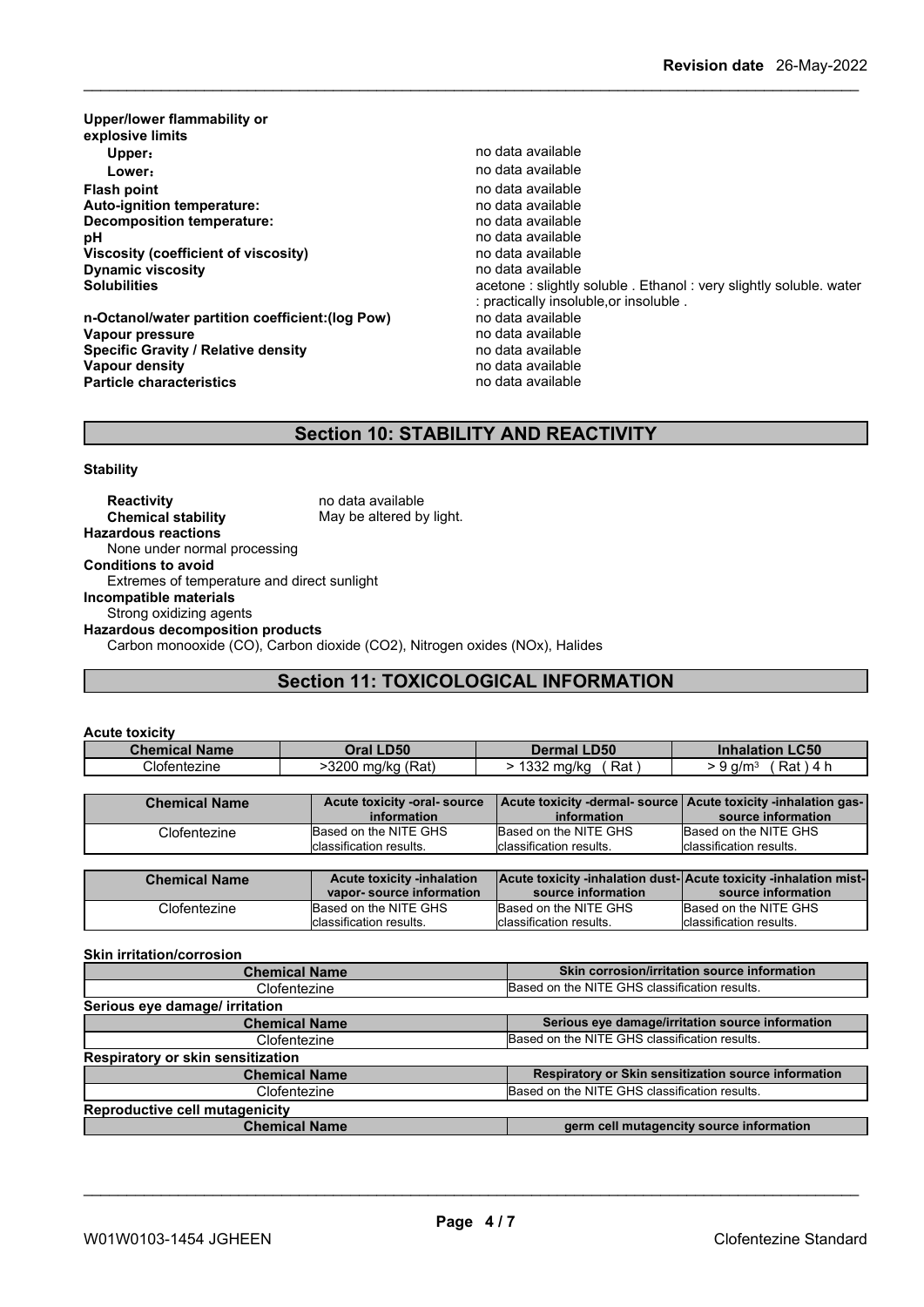**Upper/lower flammability or explosive limits**

| | |
|---|---|
| **Upper:** | no data available |
| **Lower:** | no data available |
| **Flash point** | no data available |
| **Auto-ignition temperature:** | no data available |
| **Decomposition temperature:** | no data available |
| **pH** | no data available |
| **Viscosity (coefficient of viscosity)** | no data available |
| **Dynamic viscosity** | no data available |
| **Solubilities** | acetone : slightly soluble . Ethanol : very slightly soluble. water : practically insoluble,or insoluble . |
| **n-Octanol/water partition coefficient:(log Pow)** | no data available |
| **Vapour pressure** | no data available |
| **Specific Gravity / Relative density** | no data available |
| **Vapour density** | no data available |
| **Particle characteristics** | no data available |

## Section 10: STABILITY AND REACTIVITY

**Stability**

**Reactivity** no data available
**Chemical stability** May be altered by light.

**Hazardous reactions**
None under normal processing

**Conditions to avoid**
Extremes of temperature and direct sunlight

**Incompatible materials**
Strong oxidizing agents

**Hazardous decomposition products**
Carbon monooxide (CO), Carbon dioxide ($CO_2$), Nitrogen oxides (NOx), Halides

## Section 11: TOXICOLOGICAL INFORMATION

**Acute toxicity**

| Chemical Name | Oral LD50 | Dermal LD50 | Inhalation LC50 |
|---|---|---|---|
| Clofentezine | >3200 mg/kg (Rat) | > 1332 mg/kg ( Rat ) | > 9 g/m³ ( Rat ) 4 h |

| Chemical Name | Acute toxicity -oral- source information | Acute toxicity -dermal- source information | Acute toxicity -inhalation gas- source information |
|---|---|---|---|
| Clofentezine | Based on the NITE GHS classification results. | Based on the NITE GHS classification results. | Based on the NITE GHS classification results. |

| Chemical Name | Acute toxicity -inhalation vapor- source information | Acute toxicity -inhalation dust- source information | Acute toxicity -inhalation mist- source information |
|---|---|---|---|
| Clofentezine | Based on the NITE GHS classification results. | Based on the NITE GHS classification results. | Based on the NITE GHS classification results. |

**Skin irritation/corrosion**

| Chemical Name | Skin corrosion/irritation source information |
|---|---|
| Clofentezine | Based on the NITE GHS classification results. |

**Serious eye damage/ irritation**

| Chemical Name | Serious eye damage/irritation source information |
|---|---|
| Clofentezine | Based on the NITE GHS classification results. |

**Respiratory or skin sensitization**

| Chemical Name | Respiratory or Skin sensitization source information |
|---|---|
| Clofentezine | Based on the NITE GHS classification results. |

**Reproductive cell mutagenicity**

| Chemical Name | germ cell mutagencity source information |
|---|---|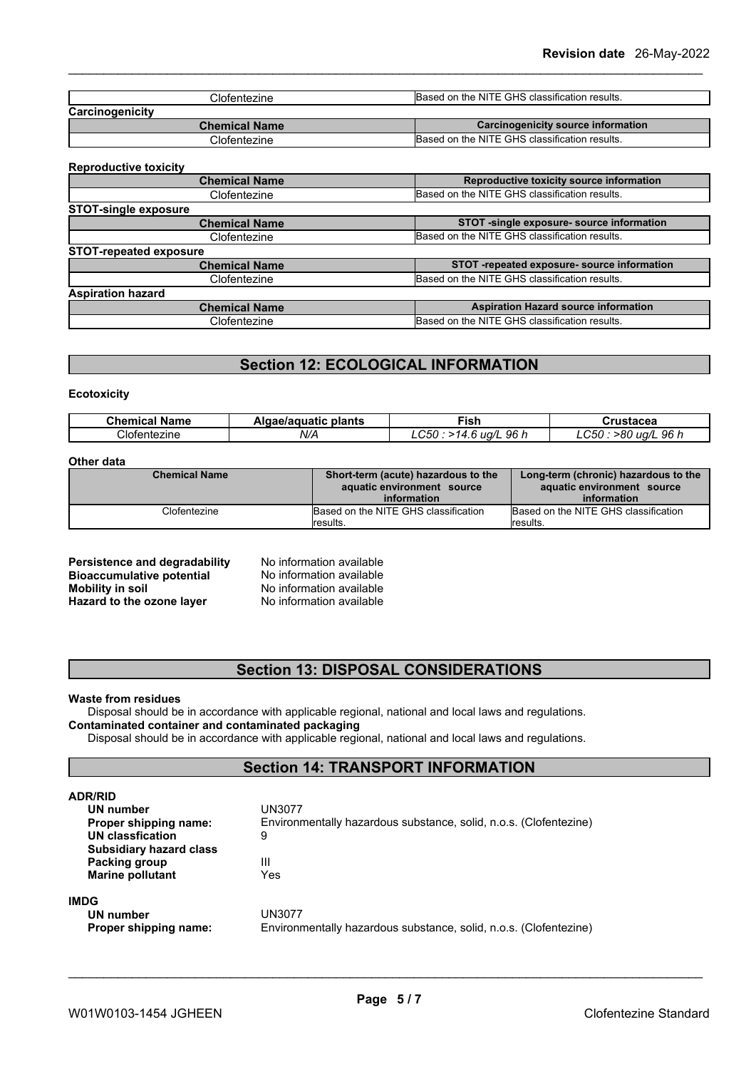| Clofentezine | Based on the NITE GHS classification results. |
|---|---|

**Carcinogenicity**

| Chemical Name | Carcinogenicity source information |
|---|---|
| Clofentezine | Based on the NITE GHS classification results. |

**Reproductive toxicity**

| Chemical Name | Reproductive toxicity source information |
|---|---|
| Clofentezine | Based on the NITE GHS classification results. |

**STOT-single exposure**

| Chemical Name | STOT -single exposure- source information |
|---|---|
| Clofentezine | Based on the NITE GHS classification results. |

**STOT-repeated exposure**

| Chemical Name | STOT -repeated exposure- source information |
|---|---|
| Clofentezine | Based on the NITE GHS classification results. |

**Aspiration hazard**

| Chemical Name | Aspiration Hazard source information |
|---|---|
| Clofentezine | Based on the NITE GHS classification results. |

## Section 12: ECOLOGICAL INFORMATION

**Ecotoxicity**

| Chemical Name | Algae/aquatic plants | Fish | Crustacea |
|---|---|---|---|
| Clofentezine | *N/A* | *LC50 : >14.6 ug/L 96 h* | *LC50 : >80 ug/L 96 h* |

**Other data**

| Chemical Name | Short-term (acute) hazardous to the aquatic environment source information | Long-term (chronic) hazardous to the aquatic environment source information |
|---|---|---|
| Clofentezine | Based on the NITE GHS classification results. | Based on the NITE GHS classification results. |

**Persistence and degradability** No information available
**Bioaccumulative potential** No information available
**Mobility in soil** No information available
**Hazard to the ozone layer** No information available

## Section 13: DISPOSAL CONSIDERATIONS

**Waste from residues**

Disposal should be in accordance with applicable regional, national and local laws and regulations.

**Contaminated container and contaminated packaging**

Disposal should be in accordance with applicable regional, national and local laws and regulations.

## Section 14: TRANSPORT INFORMATION

**ADR/RID**

**UN number** UN3077
**Proper shipping name:** Environmentally hazardous substance, solid, n.o.s. (Clofentezine)
**UN classfication** 9
**Subsidiary hazard class**
**Packing group** III
**Marine pollutant** Yes

**IMDG**

**UN number** UN3077
**Proper shipping name:** Environmentally hazardous substance, solid, n.o.s. (Clofentezine)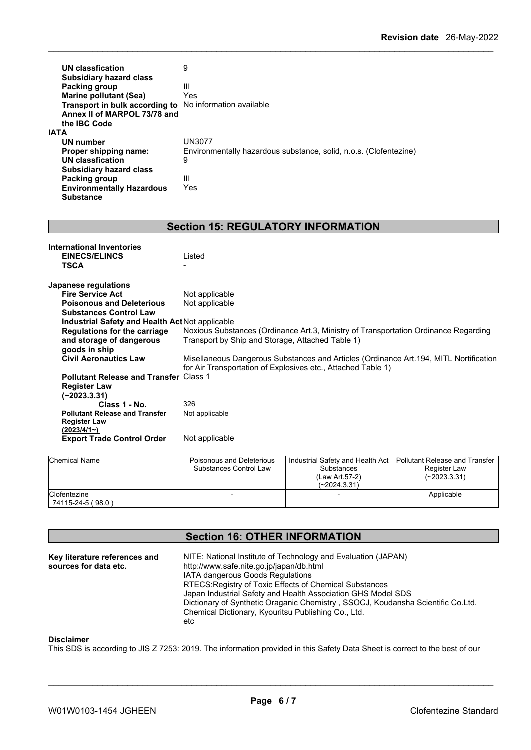| | |
|---|---|
| **UN classfication** | 9 |
| **Subsidiary hazard class** | |
| **Packing group** | III |
| **Marine pollutant (Sea)** | Yes |
| **Transport in bulk according to Annex II of MARPOL 73/78 and the IBC Code** | No information available |

**IATA**

| | |
|---|---|
| **UN number** | UN3077 |
| **Proper shipping name:** | Environmentally hazardous substance, solid, n.o.s. (Clofentezine) |
| **UN classfication** | 9 |
| **Subsidiary hazard class** | |
| **Packing group** | III |
| **Environmentally Hazardous Substance** | Yes |

## Section 15: REGULATORY INFORMATION

**International Inventories**

| | |
|---|---|
| **EINECS/ELINCS** | Listed |
| **TSCA** | - |

**Japanese regulations**

| | |
|---|---|
| **Fire Service Act** | Not applicable |
| **Poisonous and Deleterious Substances Control Law** | Not applicable |
| **Industrial Safety and Health Act** | Not applicable |
| **Regulations for the carriage and storage of dangerous goods in ship** | Noxious Substances (Ordinance Art.3, Ministry of Transportation Ordinance Regarding Transport by Ship and Storage, Attached Table 1) |
| **Civil Aeronautics Law** | Misellaneous Dangerous Substances and Articles (Ordinance Art.194, MITL Nortification for Air Transportation of Explosives etc., Attached Table 1) |
| **Pollutant Release and Transfer Register Law (~2023.3.31)** | Class 1 |
| **Class 1 - No.** | 326 |
| **Pollutant Release and Transfer Register Law (2023/4/1~)** | Not applicable |
| **Export Trade Control Order** | Not applicable |

| Chemical Name | Poisonous and Deleterious Substances Control Law | Industrial Safety and Health Act Substances (Law Art.57-2) (~2024.3.31) | Pollutant Release and Transfer Register Law (~2023.3.31) |
|---|---|---|---|
| Clofentezine 74115-24-5 ( 98.0 ) | - | - | Applicable |

## Section 16: OTHER INFORMATION

**Key literature references and sources for data etc.**

NITE: National Institute of Technology and Evaluation (JAPAN)
http://www.safe.nite.go.jp/japan/db.html
IATA dangerous Goods Regulations
RTECS:Registry of Toxic Effects of Chemical Substances
Japan Industrial Safety and Health Association GHS Model SDS
Dictionary of Synthetic Oraganic Chemistry , SSOCJ, Koudansha Scientific Co.Ltd.
Chemical Dictionary, Kyouritsu Publishing Co., Ltd.
etc

**Disclaimer**

This SDS is according to JIS Z 7253: 2019. The information provided in this Safety Data Sheet is correct to the best of our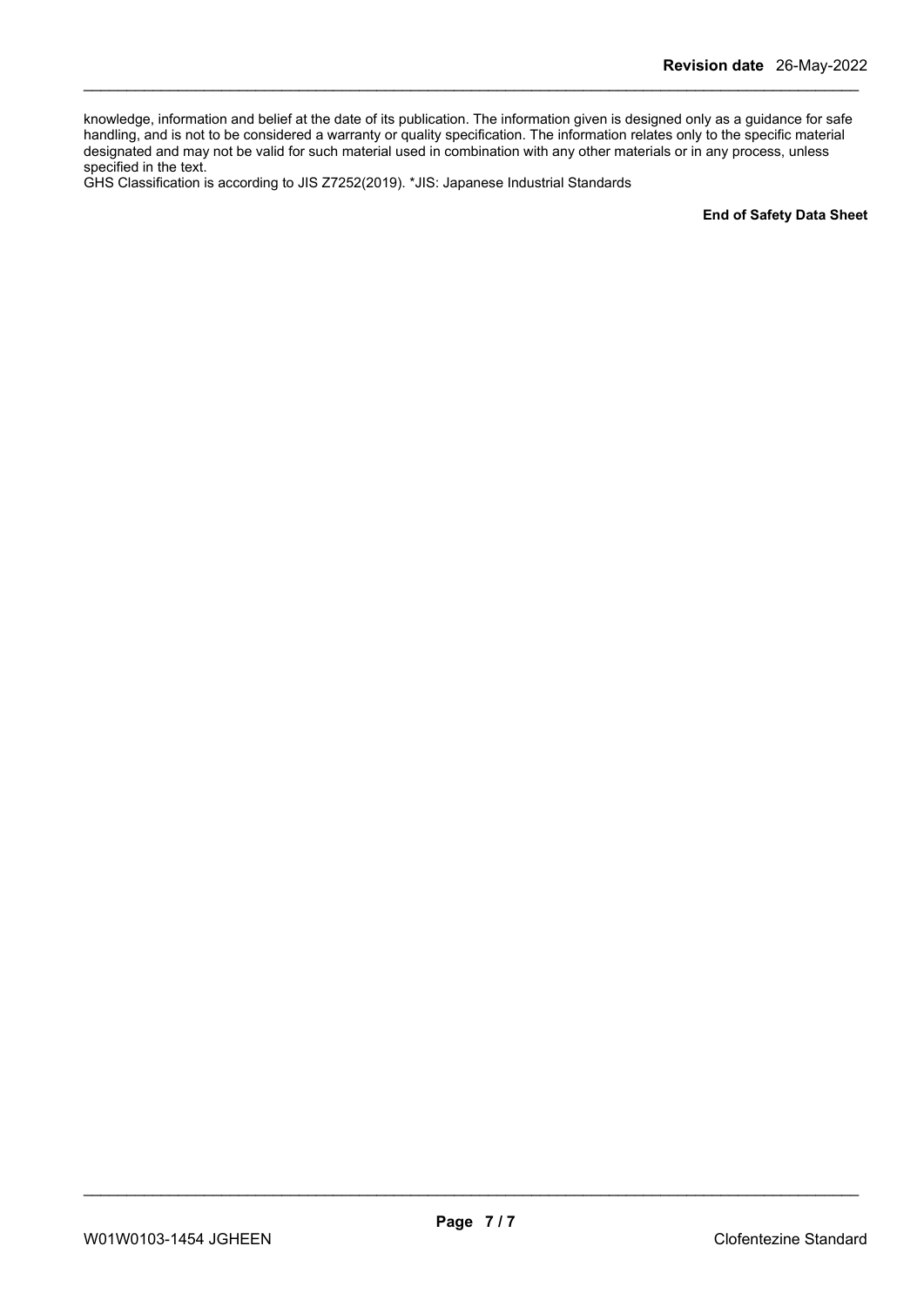knowledge, information and belief at the date of its publication. The information given is designed only as a guidance for safe handling, and is not to be considered a warranty or quality specification. The information relates only to the specific material designated and may not be valid for such material used in combination with any other materials or in any process, unless specified in the text.
GHS Classification is according to JIS Z7252(2019). *JIS: Japanese Industrial Standards

**End of Safety Data Sheet**